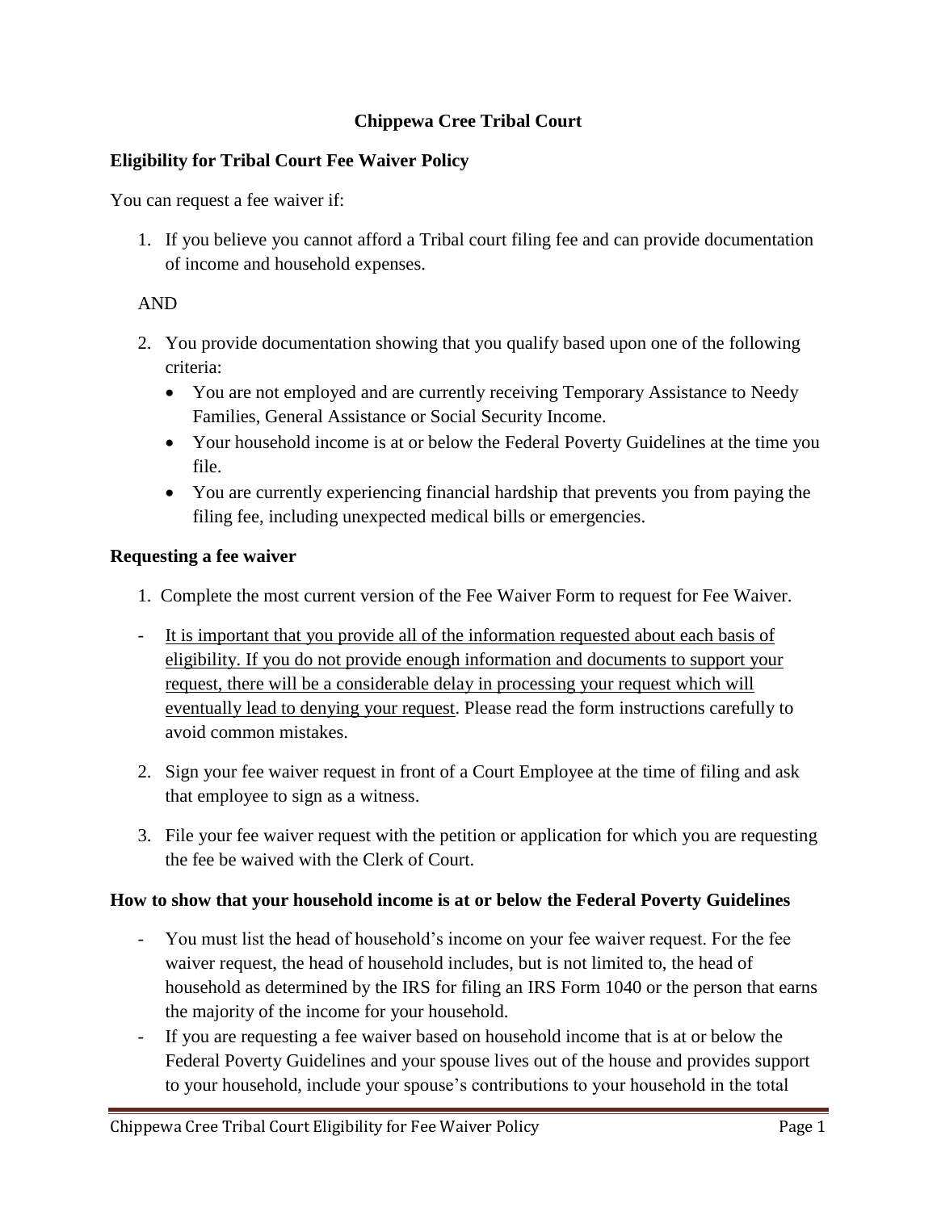# Chippewa Cree Tribal Court

## Eligibility for Tribal Court Fee Waiver Policy

You can request a fee waiver if:

1. If you believe you cannot afford a Tribal court filing fee and can provide documentation of income and household expenses.

AND

2. You provide documentation showing that you qualify based upon one of the following criteria:
   - You are not employed and are currently receiving Temporary Assistance to Needy Families, General Assistance or Social Security Income.
   - Your household income is at or below the Federal Poverty Guidelines at the time you file.
   - You are currently experiencing financial hardship that prevents you from paying the filing fee, including unexpected medical bills or emergencies.

## Requesting a fee waiver

1. Complete the most current version of the Fee Waiver Form to request for Fee Waiver.

- It is important that you provide all of the information requested about each basis of eligibility. If you do not provide enough information and documents to support your request, there will be a considerable delay in processing your request which will eventually lead to denying your request. Please read the form instructions carefully to avoid common mistakes.

2. Sign your fee waiver request in front of a Court Employee at the time of filing and ask that employee to sign as a witness.

3. File your fee waiver request with the petition or application for which you are requesting the fee be waived with the Clerk of Court.

## How to show that your household income is at or below the Federal Poverty Guidelines

- You must list the head of household's income on your fee waiver request. For the fee waiver request, the head of household includes, but is not limited to, the head of household as determined by the IRS for filing an IRS Form 1040 or the person that earns the majority of the income for your household.
- If you are requesting a fee waiver based on household income that is at or below the Federal Poverty Guidelines and your spouse lives out of the house and provides support to your household, include your spouse's contributions to your household in the total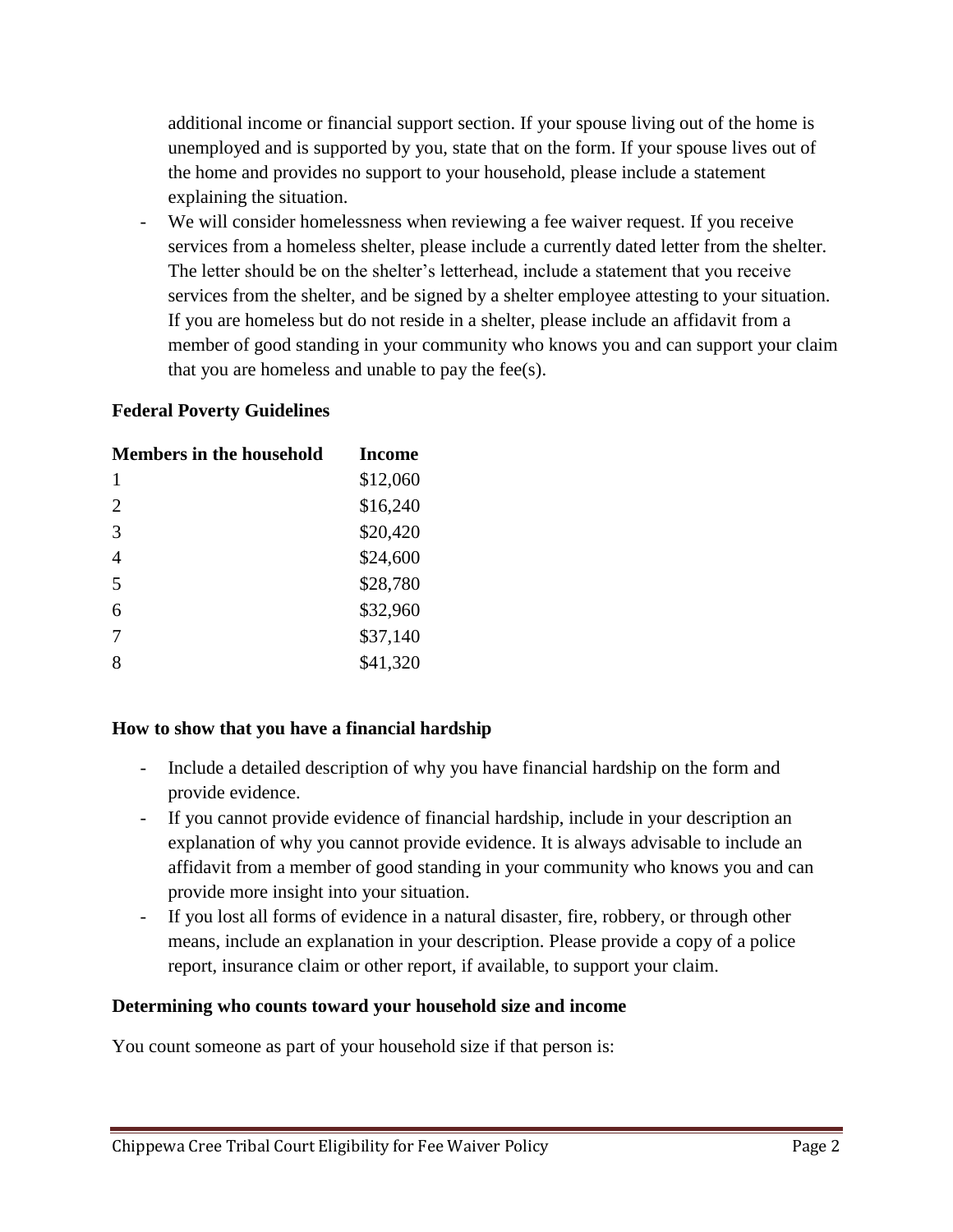additional income or financial support section. If your spouse living out of the home is unemployed and is supported by you, state that on the form. If your spouse lives out of the home and provides no support to your household, please include a statement explaining the situation.

- We will consider homelessness when reviewing a fee waiver request. If you receive services from a homeless shelter, please include a currently dated letter from the shelter. The letter should be on the shelter's letterhead, include a statement that you receive services from the shelter, and be signed by a shelter employee attesting to your situation. If you are homeless but do not reside in a shelter, please include an affidavit from a member of good standing in your community who knows you and can support your claim that you are homeless and unable to pay the fee(s).

**Federal Poverty Guidelines**

| Members in the household | Income |
|---|---|
| 1 | $12,060 |
| 2 | $16,240 |
| 3 | $20,420 |
| 4 | $24,600 |
| 5 | $28,780 |
| 6 | $32,960 |
| 7 | $37,140 |
| 8 | $41,320 |

**How to show that you have a financial hardship**

- Include a detailed description of why you have financial hardship on the form and provide evidence.
- If you cannot provide evidence of financial hardship, include in your description an explanation of why you cannot provide evidence. It is always advisable to include an affidavit from a member of good standing in your community who knows you and can provide more insight into your situation.
- If you lost all forms of evidence in a natural disaster, fire, robbery, or through other means, include an explanation in your description. Please provide a copy of a police report, insurance claim or other report, if available, to support your claim.

**Determining who counts toward your household size and income**

You count someone as part of your household size if that person is: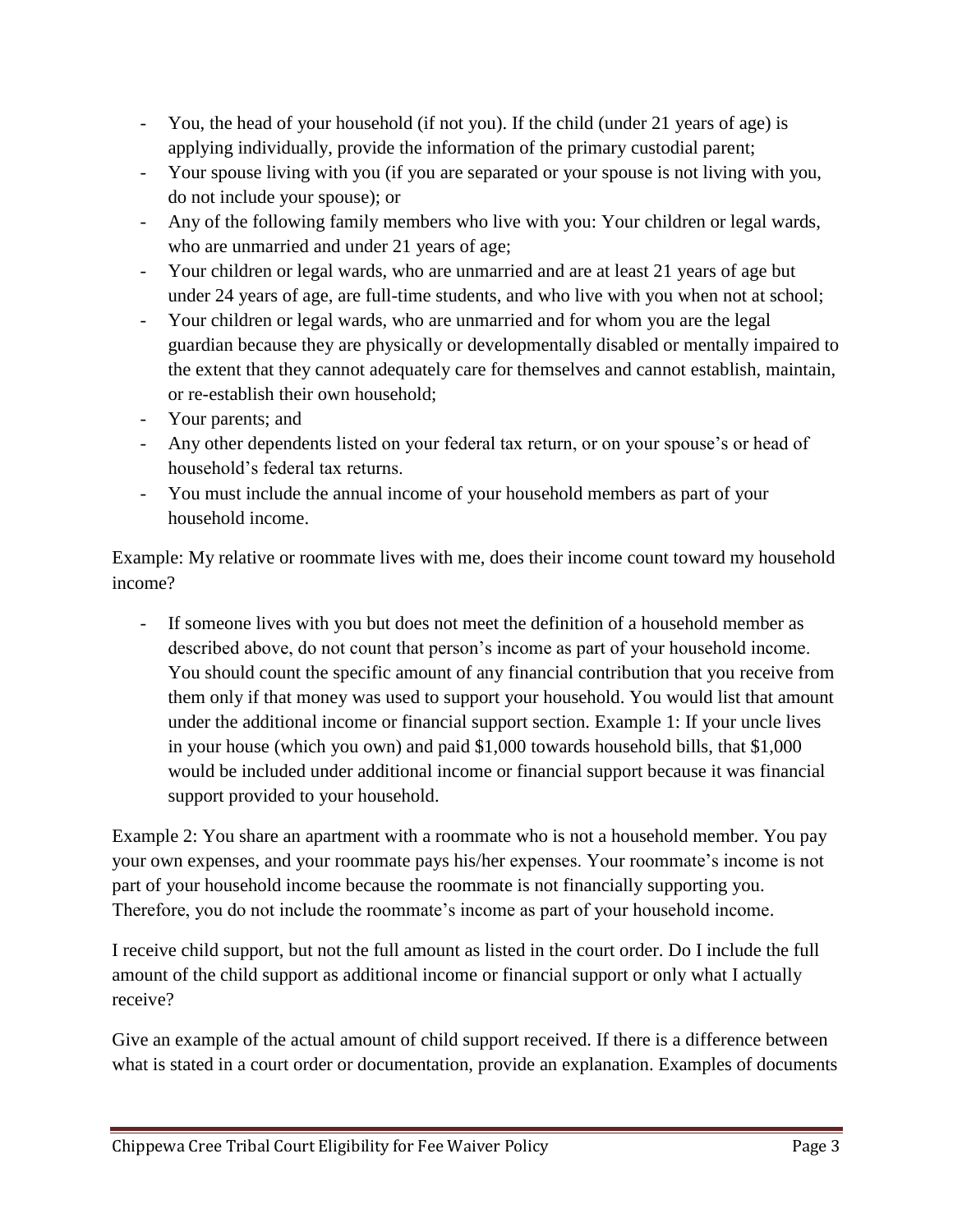- You, the head of your household (if not you). If the child (under 21 years of age) is applying individually, provide the information of the primary custodial parent;
- Your spouse living with you (if you are separated or your spouse is not living with you, do not include your spouse); or
- Any of the following family members who live with you: Your children or legal wards, who are unmarried and under 21 years of age;
- Your children or legal wards, who are unmarried and are at least 21 years of age but under 24 years of age, are full-time students, and who live with you when not at school;
- Your children or legal wards, who are unmarried and for whom you are the legal guardian because they are physically or developmentally disabled or mentally impaired to the extent that they cannot adequately care for themselves and cannot establish, maintain, or re-establish their own household;
- Your parents; and
- Any other dependents listed on your federal tax return, or on your spouse's or head of household's federal tax returns.
- You must include the annual income of your household members as part of your household income.

Example: My relative or roommate lives with me, does their income count toward my household income?

- If someone lives with you but does not meet the definition of a household member as described above, do not count that person's income as part of your household income. You should count the specific amount of any financial contribution that you receive from them only if that money was used to support your household. You would list that amount under the additional income or financial support section. Example 1: If your uncle lives in your house (which you own) and paid $1,000 towards household bills, that $1,000 would be included under additional income or financial support because it was financial support provided to your household.

Example 2: You share an apartment with a roommate who is not a household member. You pay your own expenses, and your roommate pays his/her expenses. Your roommate's income is not part of your household income because the roommate is not financially supporting you. Therefore, you do not include the roommate's income as part of your household income.

I receive child support, but not the full amount as listed in the court order. Do I include the full amount of the child support as additional income or financial support or only what I actually receive?

Give an example of the actual amount of child support received. If there is a difference between what is stated in a court order or documentation, provide an explanation. Examples of documents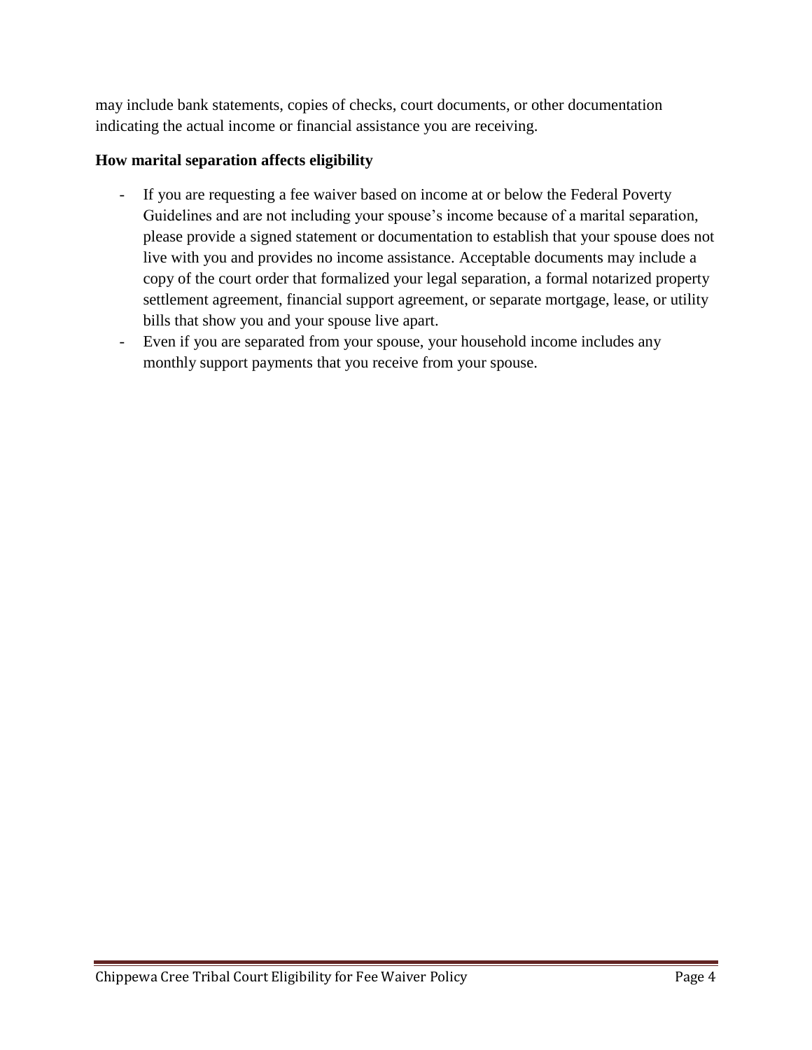may include bank statements, copies of checks, court documents, or other documentation indicating the actual income or financial assistance you are receiving.

**How marital separation affects eligibility**

- If you are requesting a fee waiver based on income at or below the Federal Poverty Guidelines and are not including your spouse's income because of a marital separation, please provide a signed statement or documentation to establish that your spouse does not live with you and provides no income assistance. Acceptable documents may include a copy of the court order that formalized your legal separation, a formal notarized property settlement agreement, financial support agreement, or separate mortgage, lease, or utility bills that show you and your spouse live apart.
- Even if you are separated from your spouse, your household income includes any monthly support payments that you receive from your spouse.